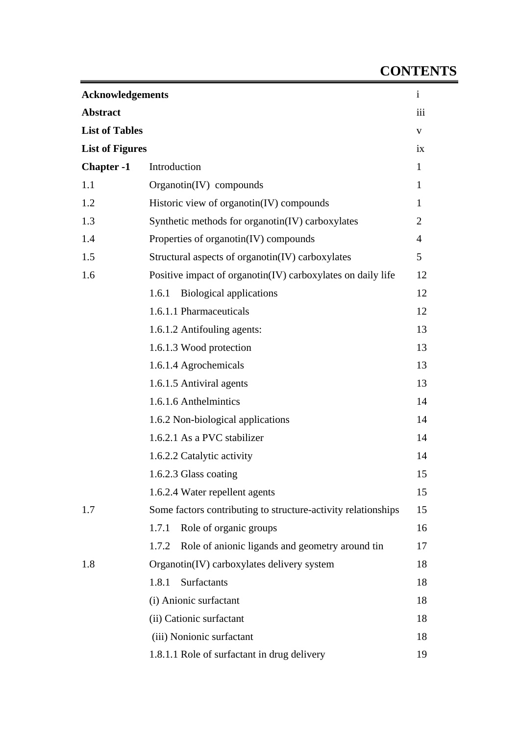# CONTENTS

| | | |
|---|---|---|
| **Acknowledgements** | | i |
| **Abstract** | | iii |
| **List of Tables** | | v |
| **List of Figures** | | ix |
| **Chapter -1** | Introduction | 1 |
| 1.1 | Organotin(IV) compounds | 1 |
| 1.2 | Historic view of organotin(IV) compounds | 1 |
| 1.3 | Synthetic methods for organotin(IV) carboxylates | 2 |
| 1.4 | Properties of organotin(IV) compounds | 4 |
| 1.5 | Structural aspects of organotin(IV) carboxylates | 5 |
| 1.6 | Positive impact of organotin(IV) carboxylates on daily life | 12 |
| | 1.6.1 Biological applications | 12 |
| | 1.6.1.1 Pharmaceuticals | 12 |
| | 1.6.1.2 Antifouling agents: | 13 |
| | 1.6.1.3 Wood protection | 13 |
| | 1.6.1.4 Agrochemicals | 13 |
| | 1.6.1.5 Antiviral agents | 13 |
| | 1.6.1.6 Anthelmintics | 14 |
| | 1.6.2 Non-biological applications | 14 |
| | 1.6.2.1 As a PVC stabilizer | 14 |
| | 1.6.2.2 Catalytic activity | 14 |
| | 1.6.2.3 Glass coating | 15 |
| | 1.6.2.4 Water repellent agents | 15 |
| 1.7 | Some factors contributing to structure-activity relationships | 15 |
| | 1.7.1 Role of organic groups | 16 |
| | 1.7.2 Role of anionic ligands and geometry around tin | 17 |
| 1.8 | Organotin(IV) carboxylates delivery system | 18 |
| | 1.8.1 Surfactants | 18 |
| | (i) Anionic surfactant | 18 |
| | (ii) Cationic surfactant | 18 |
| | (iii) Nonionic surfactant | 18 |
| | 1.8.1.1 Role of surfactant in drug delivery | 19 |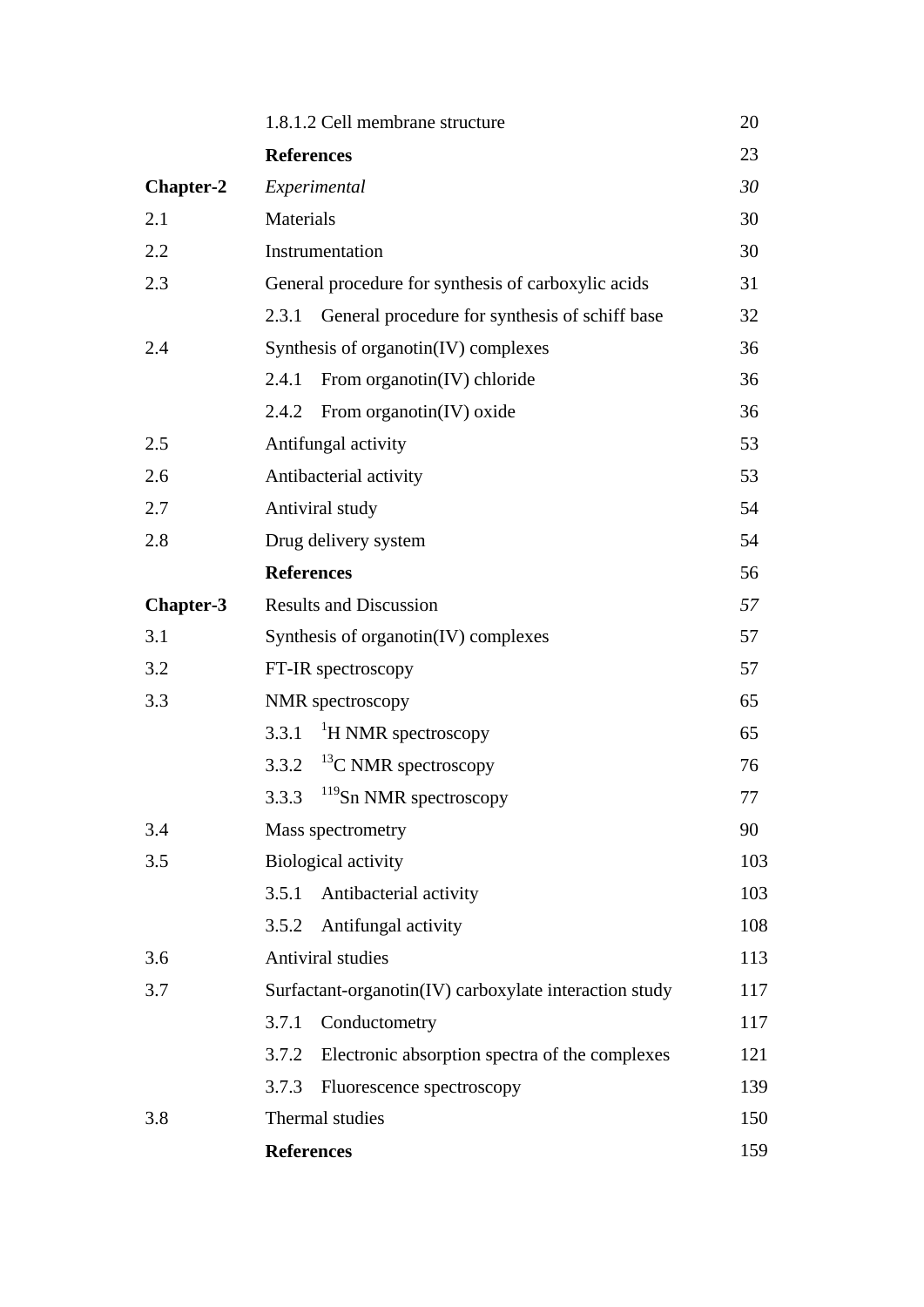| | | |
|---|---|---|
| | 1.8.1.2 Cell membrane structure | 20 |
| | **References** | 23 |
| **Chapter-2** | *Experimental* | *30* |
| 2.1 | Materials | 30 |
| 2.2 | Instrumentation | 30 |
| 2.3 | General procedure for synthesis of carboxylic acids | 31 |
| | 2.3.1 General procedure for synthesis of schiff base | 32 |
| 2.4 | Synthesis of organotin(IV) complexes | 36 |
| | 2.4.1 From organotin(IV) chloride | 36 |
| | 2.4.2 From organotin(IV) oxide | 36 |
| 2.5 | Antifungal activity | 53 |
| 2.6 | Antibacterial activity | 53 |
| 2.7 | Antiviral study | 54 |
| 2.8 | Drug delivery system | 54 |
| | **References** | 56 |
| **Chapter-3** | Results and Discussion | *57* |
| 3.1 | Synthesis of organotin(IV) complexes | 57 |
| 3.2 | FT-IR spectroscopy | 57 |
| 3.3 | NMR spectroscopy | 65 |
| | 3.3.1 $^{1}$H NMR spectroscopy | 65 |
| | 3.3.2 $^{13}$C NMR spectroscopy | 76 |
| | 3.3.3 $^{119}$Sn NMR spectroscopy | 77 |
| 3.4 | Mass spectrometry | 90 |
| 3.5 | Biological activity | 103 |
| | 3.5.1 Antibacterial activity | 103 |
| | 3.5.2 Antifungal activity | 108 |
| 3.6 | Antiviral studies | 113 |
| 3.7 | Surfactant-organotin(IV) carboxylate interaction study | 117 |
| | 3.7.1 Conductometry | 117 |
| | 3.7.2 Electronic absorption spectra of the complexes | 121 |
| | 3.7.3 Fluorescence spectroscopy | 139 |
| 3.8 | Thermal studies | 150 |
| | **References** | 159 |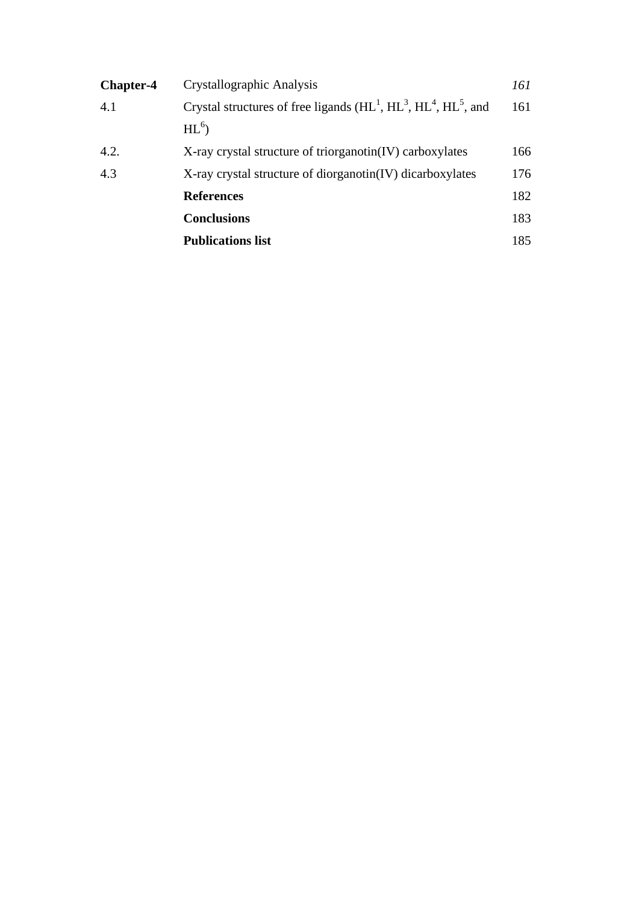| | | |
|---|---|---|
| **Chapter-4** | Crystallographic Analysis | *161* |
| 4.1 | Crystal structures of free ligands ($HL^1$, $HL^3$, $HL^4$, $HL^5$, and $HL^6$) | 161 |
| 4.2. | X-ray crystal structure of triorganotin(IV) carboxylates | 166 |
| 4.3 | X-ray crystal structure of diorganotin(IV) dicarboxylates | 176 |
| | **References** | 182 |
| | **Conclusions** | 183 |
| | **Publications list** | 185 |